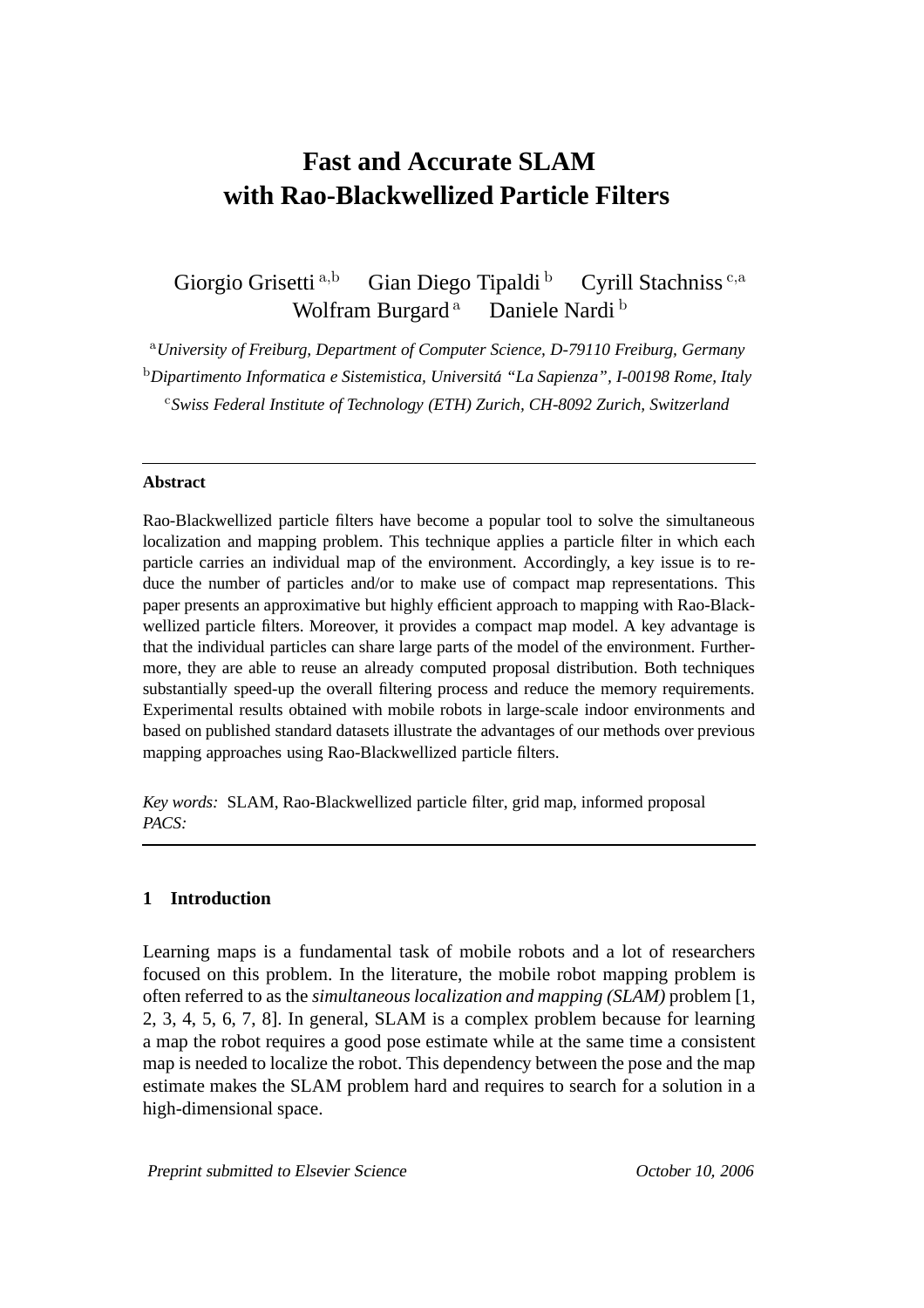# Fast and Accurate SLAM with Rao-Blackwellized Particle Filters

Giorgio Grisetti [a,b] Gian Diego Tipaldi [b] Cyrill Stachniss [c,a] Wolfram Burgard [a] Daniele Nardi [b]

[a] *University of Freiburg, Department of Computer Science, D-79110 Freiburg, Germany*

[b] *Dipartimento Informatica e Sistemistica, Universitá "La Sapienza", I-00198 Rome, Italy*

[c] *Swiss Federal Institute of Technology (ETH) Zurich, CH-8092 Zurich, Switzerland*

---

**Abstract**

Rao-Blackwellized particle filters have become a popular tool to solve the simultaneous localization and mapping problem. This technique applies a particle filter in which each particle carries an individual map of the environment. Accordingly, a key issue is to reduce the number of particles and/or to make use of compact map representations. This paper presents an approximative but highly efficient approach to mapping with Rao-Blackwellized particle filters. Moreover, it provides a compact map model. A key advantage is that the individual particles can share large parts of the model of the environment. Furthermore, they are able to reuse an already computed proposal distribution. Both techniques substantially speed-up the overall filtering process and reduce the memory requirements. Experimental results obtained with mobile robots in large-scale indoor environments and based on published standard datasets illustrate the advantages of our methods over previous mapping approaches using Rao-Blackwellized particle filters.

*Key words:* SLAM, Rao-Blackwellized particle filter, grid map, informed proposal
*PACS:*

---

## 1 Introduction

Learning maps is a fundamental task of mobile robots and a lot of researchers focused on this problem. In the literature, the mobile robot mapping problem is often referred to as the *simultaneous localization and mapping (SLAM)* problem [1, 2, 3, 4, 5, 6, 7, 8]. In general, SLAM is a complex problem because for learning a map the robot requires a good pose estimate while at the same time a consistent map is needed to localize the robot. This dependency between the pose and the map estimate makes the SLAM problem hard and requires to search for a solution in a high-dimensional space.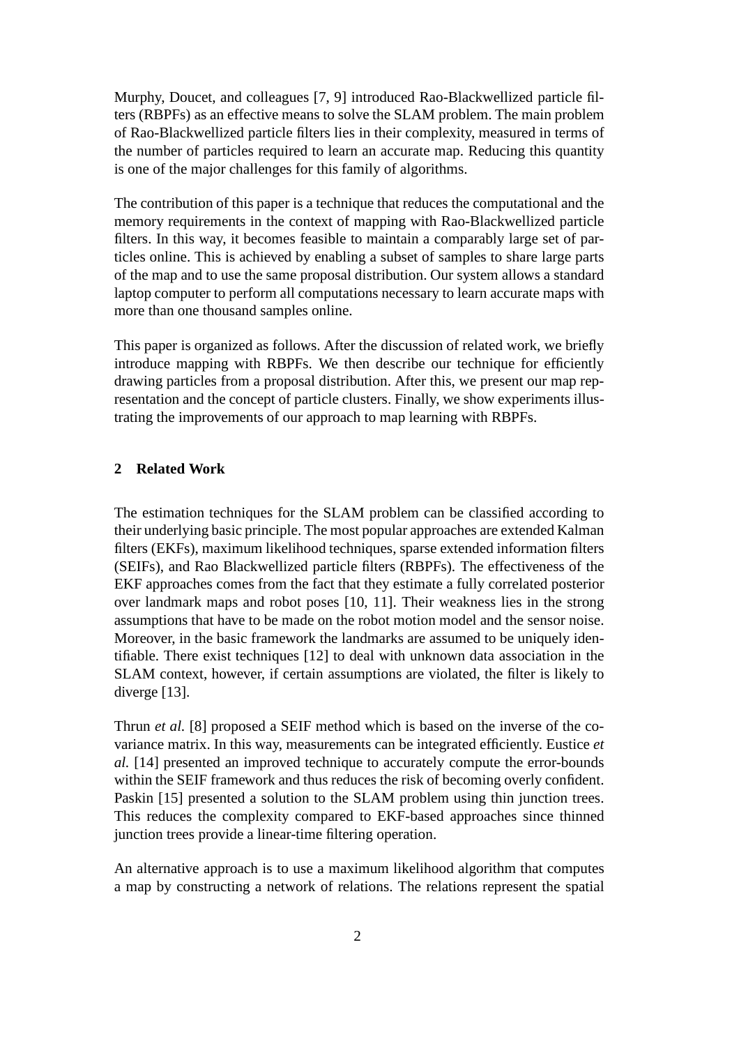Murphy, Doucet, and colleagues [7, 9] introduced Rao-Blackwellized particle filters (RBPFs) as an effective means to solve the SLAM problem. The main problem of Rao-Blackwellized particle filters lies in their complexity, measured in terms of the number of particles required to learn an accurate map. Reducing this quantity is one of the major challenges for this family of algorithms.

The contribution of this paper is a technique that reduces the computational and the memory requirements in the context of mapping with Rao-Blackwellized particle filters. In this way, it becomes feasible to maintain a comparably large set of particles online. This is achieved by enabling a subset of samples to share large parts of the map and to use the same proposal distribution. Our system allows a standard laptop computer to perform all computations necessary to learn accurate maps with more than one thousand samples online.

This paper is organized as follows. After the discussion of related work, we briefly introduce mapping with RBPFs. We then describe our technique for efficiently drawing particles from a proposal distribution. After this, we present our map representation and the concept of particle clusters. Finally, we show experiments illustrating the improvements of our approach to map learning with RBPFs.

## 2 Related Work

The estimation techniques for the SLAM problem can be classified according to their underlying basic principle. The most popular approaches are extended Kalman filters (EKFs), maximum likelihood techniques, sparse extended information filters (SEIFs), and Rao Blackwellized particle filters (RBPFs). The effectiveness of the EKF approaches comes from the fact that they estimate a fully correlated posterior over landmark maps and robot poses [10, 11]. Their weakness lies in the strong assumptions that have to be made on the robot motion model and the sensor noise. Moreover, in the basic framework the landmarks are assumed to be uniquely identifiable. There exist techniques [12] to deal with unknown data association in the SLAM context, however, if certain assumptions are violated, the filter is likely to diverge [13].

Thrun *et al.* [8] proposed a SEIF method which is based on the inverse of the covariance matrix. In this way, measurements can be integrated efficiently. Eustice *et al.* [14] presented an improved technique to accurately compute the error-bounds within the SEIF framework and thus reduces the risk of becoming overly confident. Paskin [15] presented a solution to the SLAM problem using thin junction trees. This reduces the complexity compared to EKF-based approaches since thinned junction trees provide a linear-time filtering operation.

An alternative approach is to use a maximum likelihood algorithm that computes a map by constructing a network of relations. The relations represent the spatial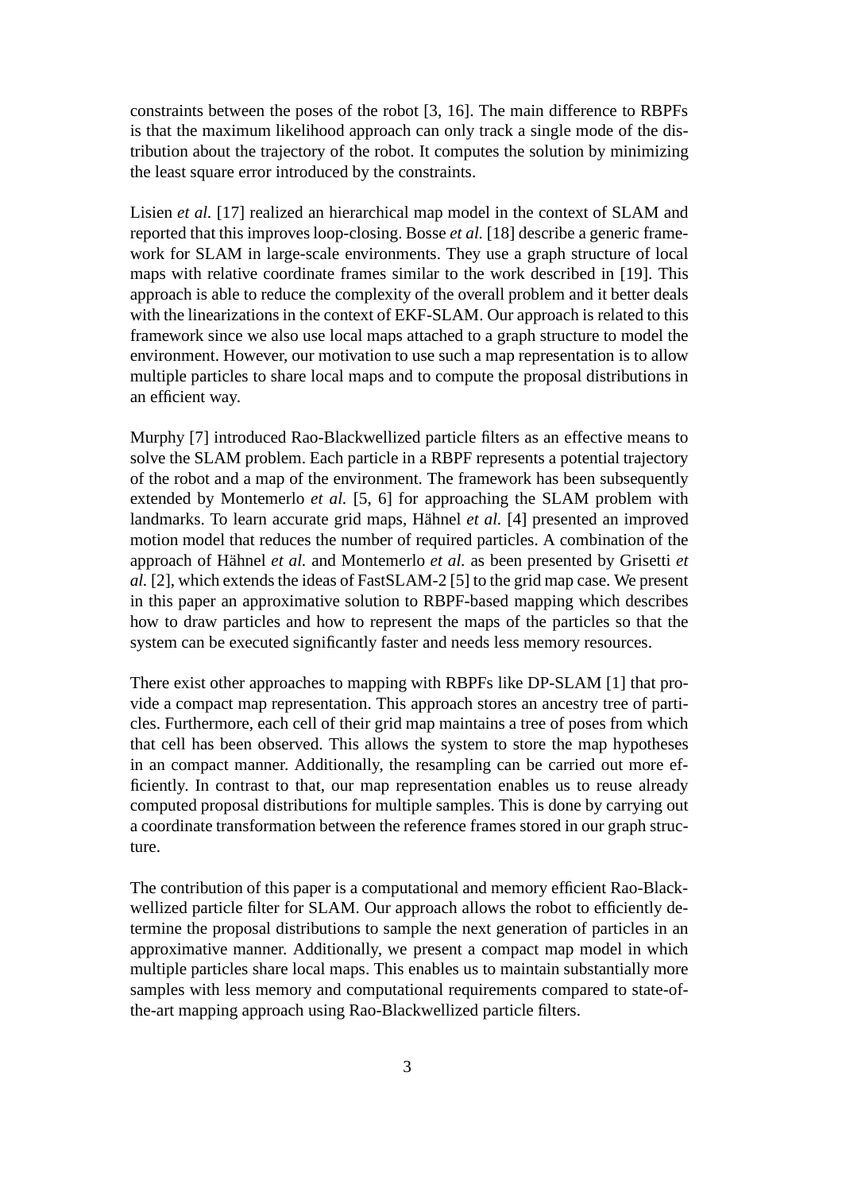constraints between the poses of the robot [3, 16]. The main difference to RBPFs is that the maximum likelihood approach can only track a single mode of the distribution about the trajectory of the robot. It computes the solution by minimizing the least square error introduced by the constraints.

Lisien *et al.* [17] realized an hierarchical map model in the context of SLAM and reported that this improves loop-closing. Bosse *et al.* [18] describe a generic framework for SLAM in large-scale environments. They use a graph structure of local maps with relative coordinate frames similar to the work described in [19]. This approach is able to reduce the complexity of the overall problem and it better deals with the linearizations in the context of EKF-SLAM. Our approach is related to this framework since we also use local maps attached to a graph structure to model the environment. However, our motivation to use such a map representation is to allow multiple particles to share local maps and to compute the proposal distributions in an efficient way.

Murphy [7] introduced Rao-Blackwellized particle filters as an effective means to solve the SLAM problem. Each particle in a RBPF represents a potential trajectory of the robot and a map of the environment. The framework has been subsequently extended by Montemerlo *et al.* [5, 6] for approaching the SLAM problem with landmarks. To learn accurate grid maps, Hähnel *et al.* [4] presented an improved motion model that reduces the number of required particles. A combination of the approach of Hähnel *et al.* and Montemerlo *et al.* as been presented by Grisetti *et al.* [2], which extends the ideas of FastSLAM-2 [5] to the grid map case. We present in this paper an approximative solution to RBPF-based mapping which describes how to draw particles and how to represent the maps of the particles so that the system can be executed significantly faster and needs less memory resources.

There exist other approaches to mapping with RBPFs like DP-SLAM [1] that provide a compact map representation. This approach stores an ancestry tree of particles. Furthermore, each cell of their grid map maintains a tree of poses from which that cell has been observed. This allows the system to store the map hypotheses in an compact manner. Additionally, the resampling can be carried out more efficiently. In contrast to that, our map representation enables us to reuse already computed proposal distributions for multiple samples. This is done by carrying out a coordinate transformation between the reference frames stored in our graph structure.

The contribution of this paper is a computational and memory efficient Rao-Blackwellized particle filter for SLAM. Our approach allows the robot to efficiently determine the proposal distributions to sample the next generation of particles in an approximative manner. Additionally, we present a compact map model in which multiple particles share local maps. This enables us to maintain substantially more samples with less memory and computational requirements compared to state-of-the-art mapping approach using Rao-Blackwellized particle filters.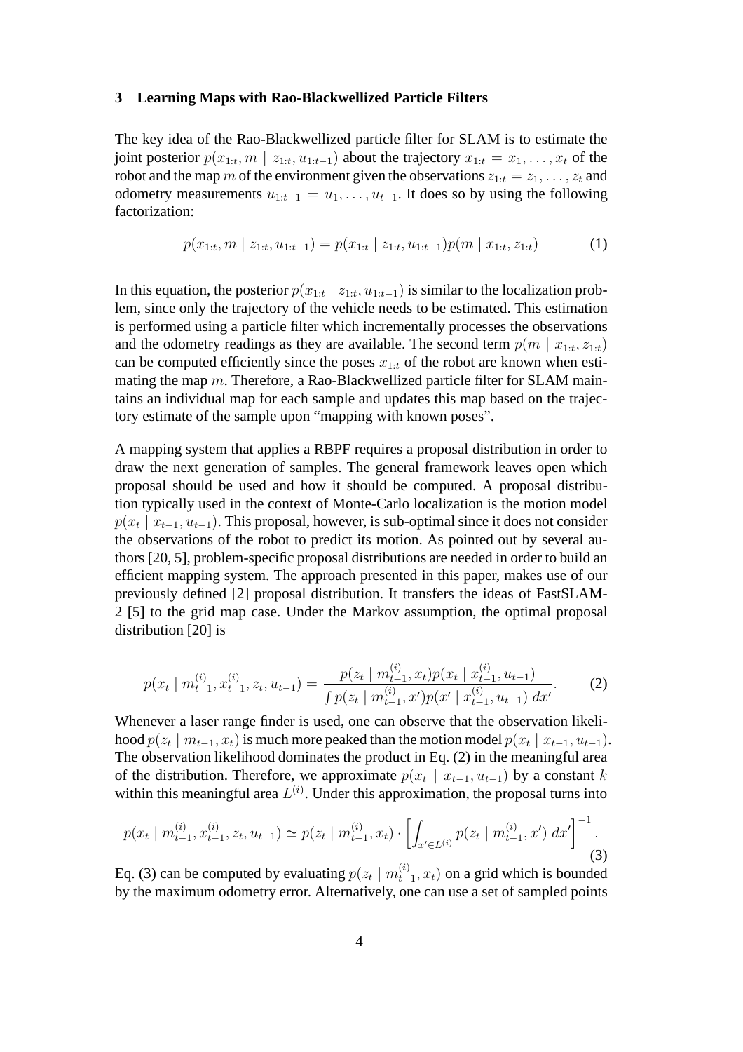## 3 Learning Maps with Rao-Blackwellized Particle Filters

The key idea of the Rao-Blackwellized particle filter for SLAM is to estimate the joint posterior $p(x_{1:t}, m \mid z_{1:t}, u_{1:t-1})$ about the trajectory $x_{1:t} = x_1, \ldots, x_t$ of the robot and the map $m$ of the environment given the observations $z_{1:t} = z_1, \ldots, z_t$ and odometry measurements $u_{1:t-1} = u_1, \ldots, u_{t-1}$. It does so by using the following factorization:

$$p(x_{1:t}, m \mid z_{1:t}, u_{1:t-1}) = p(x_{1:t} \mid z_{1:t}, u_{1:t-1}) p(m \mid x_{1:t}, z_{1:t}) \tag{1}$$

In this equation, the posterior $p(x_{1:t} \mid z_{1:t}, u_{1:t-1})$ is similar to the localization problem, since only the trajectory of the vehicle needs to be estimated. This estimation is performed using a particle filter which incrementally processes the observations and the odometry readings as they are available. The second term $p(m \mid x_{1:t}, z_{1:t})$ can be computed efficiently since the poses $x_{1:t}$ of the robot are known when estimating the map $m$. Therefore, a Rao-Blackwellized particle filter for SLAM maintains an individual map for each sample and updates this map based on the trajectory estimate of the sample upon "mapping with known poses".

A mapping system that applies a RBPF requires a proposal distribution in order to draw the next generation of samples. The general framework leaves open which proposal should be used and how it should be computed. A proposal distribution typically used in the context of Monte-Carlo localization is the motion model $p(x_t \mid x_{t-1}, u_{t-1})$. This proposal, however, is sub-optimal since it does not consider the observations of the robot to predict its motion. As pointed out by several authors [20, 5], problem-specific proposal distributions are needed in order to build an efficient mapping system. The approach presented in this paper, makes use of our previously defined [2] proposal distribution. It transfers the ideas of FastSLAM-2 [5] to the grid map case. Under the Markov assumption, the optimal proposal distribution [20] is

$$p(x_t \mid m_{t-1}^{(i)}, x_{t-1}^{(i)}, z_t, u_{t-1}) = \frac{p(z_t \mid m_{t-1}^{(i)}, x_t) p(x_t \mid x_{t-1}^{(i)}, u_{t-1})}{\int p(z_t \mid m_{t-1}^{(i)}, x') p(x' \mid x_{t-1}^{(i)}, u_{t-1}) \, dx'}. \tag{2}$$

Whenever a laser range finder is used, one can observe that the observation likelihood $p(z_t \mid m_{t-1}, x_t)$ is much more peaked than the motion model $p(x_t \mid x_{t-1}, u_{t-1})$. The observation likelihood dominates the product in Eq. (2) in the meaningful area of the distribution. Therefore, we approximate $p(x_t \mid x_{t-1}, u_{t-1})$ by a constant $k$ within this meaningful area $L^{(i)}$. Under this approximation, the proposal turns into

$$p(x_t \mid m_{t-1}^{(i)}, x_{t-1}^{(i)}, z_t, u_{t-1}) \simeq p(z_t \mid m_{t-1}^{(i)}, x_t) \cdot \left[ \int_{x' \in L^{(i)}} p(z_t \mid m_{t-1}^{(i)}, x') \, dx' \right]^{-1}. \tag{3}$$

Eq. (3) can be computed by evaluating $p(z_t \mid m_{t-1}^{(i)}, x_t)$ on a grid which is bounded by the maximum odometry error. Alternatively, one can use a set of sampled points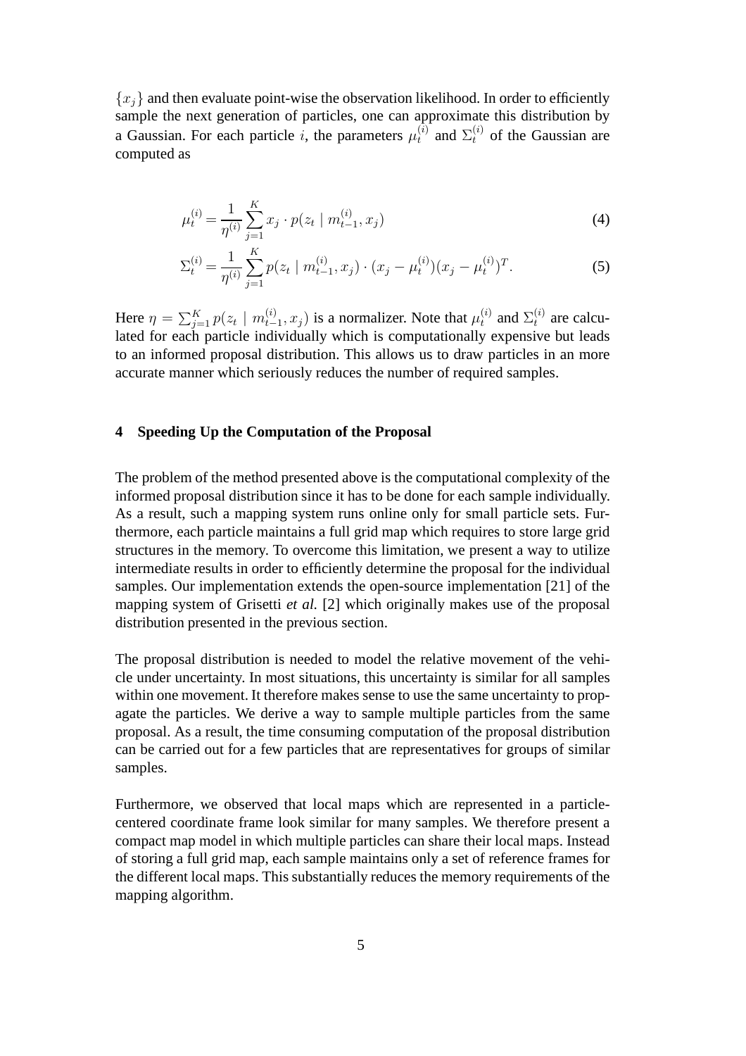$\{x_j\}$ and then evaluate point-wise the observation likelihood. In order to efficiently sample the next generation of particles, one can approximate this distribution by a Gaussian. For each particle $i$, the parameters $\mu_t^{(i)}$ and $\Sigma_t^{(i)}$ of the Gaussian are computed as

$$\mu_t^{(i)} = \frac{1}{\eta^{(i)}} \sum_{j=1}^{K} x_j \cdot p(z_t \mid m_{t-1}^{(i)}, x_j) \tag{4}$$

$$\Sigma_t^{(i)} = \frac{1}{\eta^{(i)}} \sum_{j=1}^{K} p(z_t \mid m_{t-1}^{(i)}, x_j) \cdot (x_j - \mu_t^{(i)})(x_j - \mu_t^{(i)})^T. \tag{5}$$

Here $\eta = \sum_{j=1}^{K} p(z_t \mid m_{t-1}^{(i)}, x_j)$ is a normalizer. Note that $\mu_t^{(i)}$ and $\Sigma_t^{(i)}$ are calculated for each particle individually which is computationally expensive but leads to an informed proposal distribution. This allows us to draw particles in an more accurate manner which seriously reduces the number of required samples.

## 4 Speeding Up the Computation of the Proposal

The problem of the method presented above is the computational complexity of the informed proposal distribution since it has to be done for each sample individually. As a result, such a mapping system runs online only for small particle sets. Furthermore, each particle maintains a full grid map which requires to store large grid structures in the memory. To overcome this limitation, we present a way to utilize intermediate results in order to efficiently determine the proposal for the individual samples. Our implementation extends the open-source implementation [21] of the mapping system of Grisetti *et al.* [2] which originally makes use of the proposal distribution presented in the previous section.

The proposal distribution is needed to model the relative movement of the vehicle under uncertainty. In most situations, this uncertainty is similar for all samples within one movement. It therefore makes sense to use the same uncertainty to propagate the particles. We derive a way to sample multiple particles from the same proposal. As a result, the time consuming computation of the proposal distribution can be carried out for a few particles that are representatives for groups of similar samples.

Furthermore, we observed that local maps which are represented in a particle-centered coordinate frame look similar for many samples. We therefore present a compact map model in which multiple particles can share their local maps. Instead of storing a full grid map, each sample maintains only a set of reference frames for the different local maps. This substantially reduces the memory requirements of the mapping algorithm.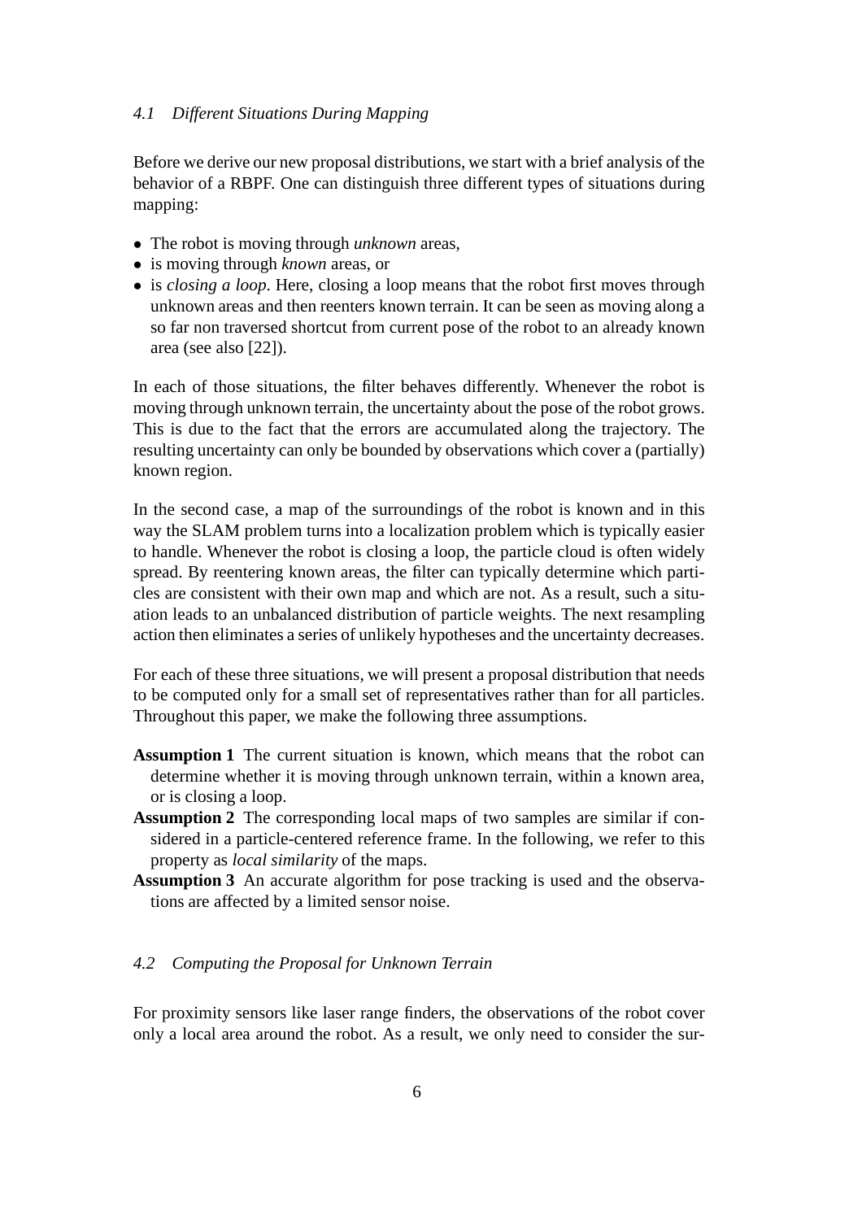### 4.1 Different Situations During Mapping

Before we derive our new proposal distributions, we start with a brief analysis of the behavior of a RBPF. One can distinguish three different types of situations during mapping:

- The robot is moving through *unknown* areas,
- is moving through *known* areas, or
- is *closing a loop*. Here, closing a loop means that the robot first moves through unknown areas and then reenters known terrain. It can be seen as moving along a so far non traversed shortcut from current pose of the robot to an already known area (see also [22]).

In each of those situations, the filter behaves differently. Whenever the robot is moving through unknown terrain, the uncertainty about the pose of the robot grows. This is due to the fact that the errors are accumulated along the trajectory. The resulting uncertainty can only be bounded by observations which cover a (partially) known region.

In the second case, a map of the surroundings of the robot is known and in this way the SLAM problem turns into a localization problem which is typically easier to handle. Whenever the robot is closing a loop, the particle cloud is often widely spread. By reentering known areas, the filter can typically determine which particles are consistent with their own map and which are not. As a result, such a situation leads to an unbalanced distribution of particle weights. The next resampling action then eliminates a series of unlikely hypotheses and the uncertainty decreases.

For each of these three situations, we will present a proposal distribution that needs to be computed only for a small set of representatives rather than for all particles. Throughout this paper, we make the following three assumptions.

**Assumption 1** The current situation is known, which means that the robot can determine whether it is moving through unknown terrain, within a known area, or is closing a loop.

**Assumption 2** The corresponding local maps of two samples are similar if considered in a particle-centered reference frame. In the following, we refer to this property as *local similarity* of the maps.

**Assumption 3** An accurate algorithm for pose tracking is used and the observations are affected by a limited sensor noise.

### 4.2 Computing the Proposal for Unknown Terrain

For proximity sensors like laser range finders, the observations of the robot cover only a local area around the robot. As a result, we only need to consider the sur-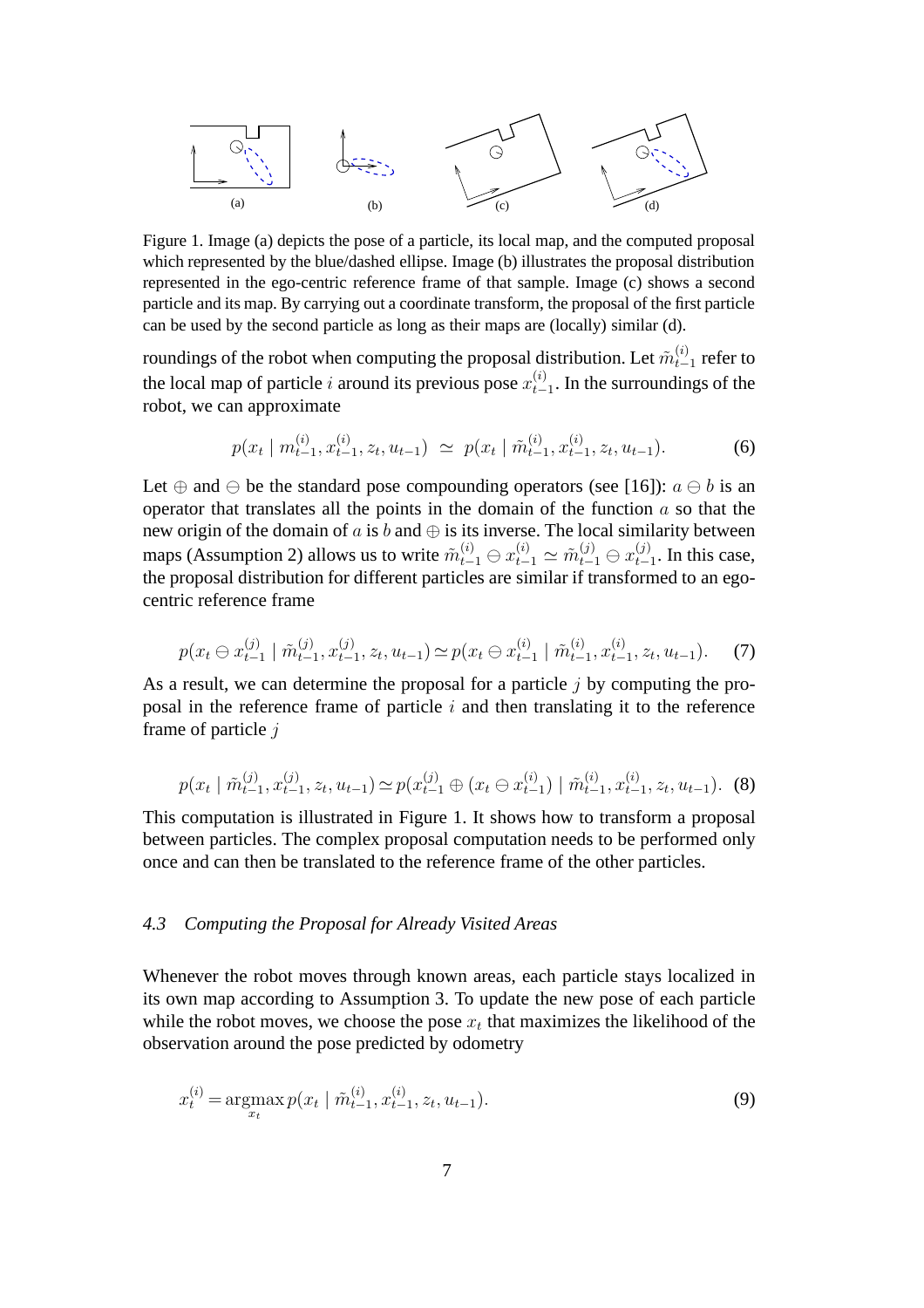Figure 1. Image (a) depicts the pose of a particle, its local map, and the computed proposal which represented by the blue/dashed ellipse. Image (b) illustrates the proposal distribution represented in the ego-centric reference frame of that sample. Image (c) shows a second particle and its map. By carrying out a coordinate transform, the proposal of the first particle can be used by the second particle as long as their maps are (locally) similar (d).

roundings of the robot when computing the proposal distribution. Let $\tilde{m}_{t-1}^{(i)}$ refer to the local map of particle $i$ around its previous pose $x_{t-1}^{(i)}$. In the surroundings of the robot, we can approximate

$$p(x_t \mid m_{t-1}^{(i)}, x_{t-1}^{(i)}, z_t, u_{t-1}) \simeq p(x_t \mid \tilde{m}_{t-1}^{(i)}, x_{t-1}^{(i)}, z_t, u_{t-1}). \quad (6)$$

Let $\oplus$ and $\ominus$ be the standard pose compounding operators (see [16]): $a \ominus b$ is an operator that translates all the points in the domain of the function $a$ so that the new origin of the domain of $a$ is $b$ and $\oplus$ is its inverse. The local similarity between maps (Assumption 2) allows us to write $\tilde{m}_{t-1}^{(i)} \ominus x_{t-1}^{(i)} \simeq \tilde{m}_{t-1}^{(j)} \ominus x_{t-1}^{(j)}$. In this case, the proposal distribution for different particles are similar if transformed to an ego-centric reference frame

$$p(x_t \ominus x_{t-1}^{(j)} \mid \tilde{m}_{t-1}^{(j)}, x_{t-1}^{(j)}, z_t, u_{t-1}) \simeq p(x_t \ominus x_{t-1}^{(i)} \mid \tilde{m}_{t-1}^{(i)}, x_{t-1}^{(i)}, z_t, u_{t-1}). \quad (7)$$

As a result, we can determine the proposal for a particle $j$ by computing the proposal in the reference frame of particle $i$ and then translating it to the reference frame of particle $j$

$$p(x_t \mid \tilde{m}_{t-1}^{(j)}, x_{t-1}^{(j)}, z_t, u_{t-1}) \simeq p(x_{t-1}^{(j)} \oplus (x_t \ominus x_{t-1}^{(i)}) \mid \tilde{m}_{t-1}^{(i)}, x_{t-1}^{(i)}, z_t, u_{t-1}). \quad (8)$$

This computation is illustrated in Figure 1. It shows how to transform a proposal between particles. The complex proposal computation needs to be performed only once and can then be translated to the reference frame of the other particles.

### *4.3 Computing the Proposal for Already Visited Areas*

Whenever the robot moves through known areas, each particle stays localized in its own map according to Assumption 3. To update the new pose of each particle while the robot moves, we choose the pose $x_t$ that maximizes the likelihood of the observation around the pose predicted by odometry

$$x_t^{(i)} = \operatorname*{argmax}_{x_t} p(x_t \mid \tilde{m}_{t-1}^{(i)}, x_{t-1}^{(i)}, z_t, u_{t-1}). \quad (9)$$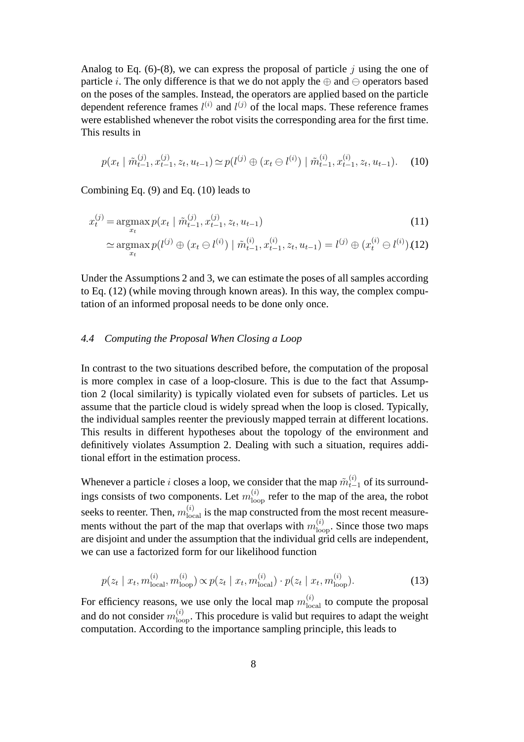Analog to Eq. (6)-(8), we can express the proposal of particle $j$ using the one of particle $i$. The only difference is that we do not apply the $\oplus$ and $\ominus$ operators based on the poses of the samples. Instead, the operators are applied based on the particle dependent reference frames $l^{(i)}$ and $l^{(j)}$ of the local maps. These reference frames were established whenever the robot visits the corresponding area for the first time. This results in

$$p(x_t \mid \tilde{m}_{t-1}^{(j)}, x_{t-1}^{(j)}, z_t, u_{t-1}) \simeq p(l^{(j)} \oplus (x_t \ominus l^{(i)}) \mid \tilde{m}_{t-1}^{(i)}, x_{t-1}^{(i)}, z_t, u_{t-1}). \quad (10)$$

Combining Eq. (9) and Eq. (10) leads to

$$x_t^{(j)} = \operatorname*{argmax}_{x_t} p(x_t \mid \tilde{m}_{t-1}^{(j)}, x_{t-1}^{(j)}, z_t, u_{t-1}) \quad (11)$$

$$\simeq \operatorname*{argmax}_{x_t} p(l^{(j)} \oplus (x_t \ominus l^{(i)}) \mid \tilde{m}_{t-1}^{(i)}, x_{t-1}^{(i)}, z_t, u_{t-1}) = l^{(j)} \oplus (x_t^{(i)} \ominus l^{(i)}). \quad (12)$$

Under the Assumptions 2 and 3, we can estimate the poses of all samples according to Eq. (12) (while moving through known areas). In this way, the complex computation of an informed proposal needs to be done only once.

### 4.4 *Computing the Proposal When Closing a Loop*

In contrast to the two situations described before, the computation of the proposal is more complex in case of a loop-closure. This is due to the fact that Assumption 2 (local similarity) is typically violated even for subsets of particles. Let us assume that the particle cloud is widely spread when the loop is closed. Typically, the individual samples reenter the previously mapped terrain at different locations. This results in different hypotheses about the topology of the environment and definitively violates Assumption 2. Dealing with such a situation, requires additional effort in the estimation process.

Whenever a particle $i$ closes a loop, we consider that the map $\tilde{m}_{t-1}^{(i)}$ of its surroundings consists of two components. Let $m_{\text{loop}}^{(i)}$ refer to the map of the area, the robot seeks to reenter. Then, $m_{\text{local}}^{(i)}$ is the map constructed from the most recent measurements without the part of the map that overlaps with $m_{\text{loop}}^{(i)}$. Since those two maps are disjoint and under the assumption that the individual grid cells are independent, we can use a factorized form for our likelihood function

$$p(z_t \mid x_t, m_{\text{local}}^{(i)}, m_{\text{loop}}^{(i)}) \propto p(z_t \mid x_t, m_{\text{local}}^{(i)}) \cdot p(z_t \mid x_t, m_{\text{loop}}^{(i)}). \quad (13)$$

For efficiency reasons, we use only the local map $m_{\text{local}}^{(i)}$ to compute the proposal and do not consider $m_{\text{loop}}^{(i)}$. This procedure is valid but requires to adapt the weight computation. According to the importance sampling principle, this leads to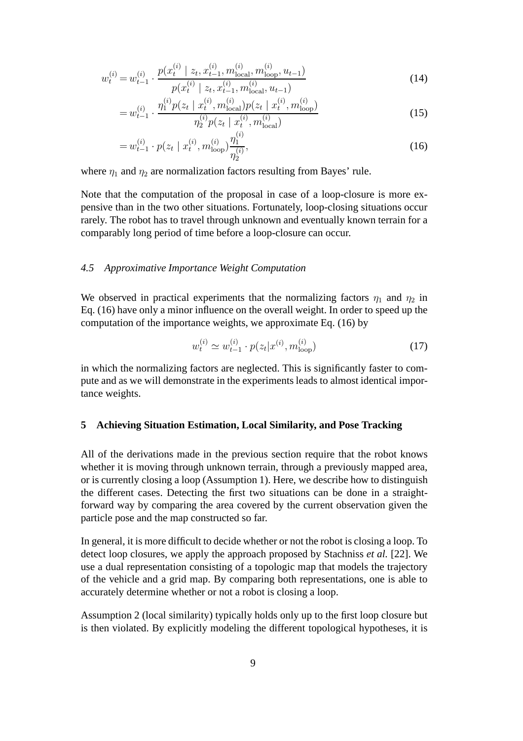$$
\begin{aligned}
w_t^{(i)} &= w_{t-1}^{(i)} \cdot \frac{p(x_t^{(i)} \mid z_t, x_{t-1}^{(i)}, m_{\text{local}}^{(i)}, m_{\text{loop}}^{(i)}, u_{t-1})}{p(x_t^{(i)} \mid z_t, x_{t-1}^{(i)}, m_{\text{local}}^{(i)}, u_{t-1})} && (14) \\
&= w_{t-1}^{(i)} \cdot \frac{\eta_1^{(i)} p(z_t \mid x_t^{(i)}, m_{\text{local}}^{(i)}) p(z_t \mid x_t^{(i)}, m_{\text{loop}}^{(i)})}{\eta_2^{(i)} p(z_t \mid x_t^{(i)}, m_{\text{local}}^{(i)})} && (15) \\
&= w_{t-1}^{(i)} \cdot p(z_t \mid x_t^{(i)}, m_{\text{loop}}^{(i)}) \frac{\eta_1^{(i)}}{\eta_2^{(i)}}, && (16)
\end{aligned}
$$

where $\eta_1$ and $\eta_2$ are normalization factors resulting from Bayes' rule.

Note that the computation of the proposal in case of a loop-closure is more expensive than in the two other situations. Fortunately, loop-closing situations occur rarely. The robot has to travel through unknown and eventually known terrain for a comparably long period of time before a loop-closure can occur.

### *4.5 Approximative Importance Weight Computation*

We observed in practical experiments that the normalizing factors $\eta_1$ and $\eta_2$ in Eq. (16) have only a minor influence on the overall weight. In order to speed up the computation of the importance weights, we approximate Eq. (16) by

$$
w_t^{(i)} \simeq w_{t-1}^{(i)} \cdot p(z_t | x^{(i)}, m_{\text{loop}}^{(i)}) \tag{17}
$$

in which the normalizing factors are neglected. This is significantly faster to compute and as we will demonstrate in the experiments leads to almost identical importance weights.

## 5 Achieving Situation Estimation, Local Similarity, and Pose Tracking

All of the derivations made in the previous section require that the robot knows whether it is moving through unknown terrain, through a previously mapped area, or is currently closing a loop (Assumption 1). Here, we describe how to distinguish the different cases. Detecting the first two situations can be done in a straightforward way by comparing the area covered by the current observation given the particle pose and the map constructed so far.

In general, it is more difficult to decide whether or not the robot is closing a loop. To detect loop closures, we apply the approach proposed by Stachniss *et al.* [22]. We use a dual representation consisting of a topologic map that models the trajectory of the vehicle and a grid map. By comparing both representations, one is able to accurately determine whether or not a robot is closing a loop.

Assumption 2 (local similarity) typically holds only up to the first loop closure but is then violated. By explicitly modeling the different topological hypotheses, it is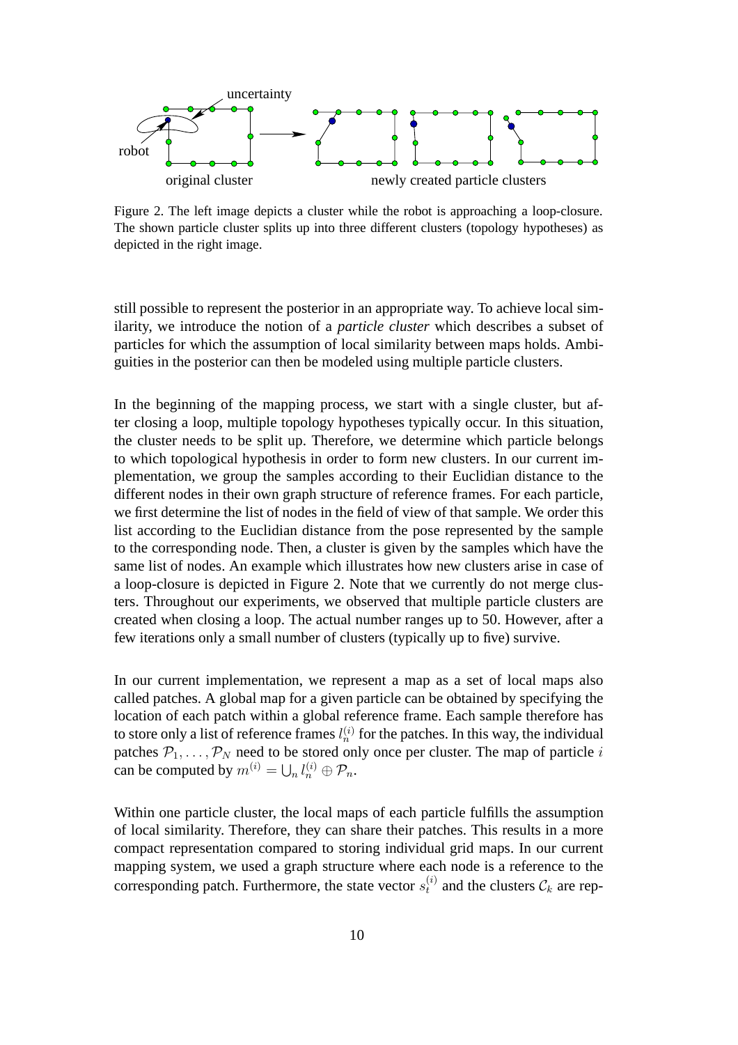Figure 2. The left image depicts a cluster while the robot is approaching a loop-closure. The shown particle cluster splits up into three different clusters (topology hypotheses) as depicted in the right image.

still possible to represent the posterior in an appropriate way. To achieve local similarity, we introduce the notion of a *particle cluster* which describes a subset of particles for which the assumption of local similarity between maps holds. Ambiguities in the posterior can then be modeled using multiple particle clusters.

In the beginning of the mapping process, we start with a single cluster, but after closing a loop, multiple topology hypotheses typically occur. In this situation, the cluster needs to be split up. Therefore, we determine which particle belongs to which topological hypothesis in order to form new clusters. In our current implementation, we group the samples according to their Euclidian distance to the different nodes in their own graph structure of reference frames. For each particle, we first determine the list of nodes in the field of view of that sample. We order this list according to the Euclidian distance from the pose represented by the sample to the corresponding node. Then, a cluster is given by the samples which have the same list of nodes. An example which illustrates how new clusters arise in case of a loop-closure is depicted in Figure 2. Note that we currently do not merge clusters. Throughout our experiments, we observed that multiple particle clusters are created when closing a loop. The actual number ranges up to 50. However, after a few iterations only a small number of clusters (typically up to five) survive.

In our current implementation, we represent a map as a set of local maps also called patches. A global map for a given particle can be obtained by specifying the location of each patch within a global reference frame. Each sample therefore has to store only a list of reference frames $l_n^{(i)}$ for the patches. In this way, the individual patches $\mathcal{P}_1, \ldots, \mathcal{P}_N$ need to be stored only once per cluster. The map of particle $i$ can be computed by $m^{(i)} = \bigcup_n l_n^{(i)} \oplus \mathcal{P}_n$.

Within one particle cluster, the local maps of each particle fulfills the assumption of local similarity. Therefore, they can share their patches. This results in a more compact representation compared to storing individual grid maps. In our current mapping system, we used a graph structure where each node is a reference to the corresponding patch. Furthermore, the state vector $s_t^{(i)}$ and the clusters $\mathcal{C}_k$ are rep-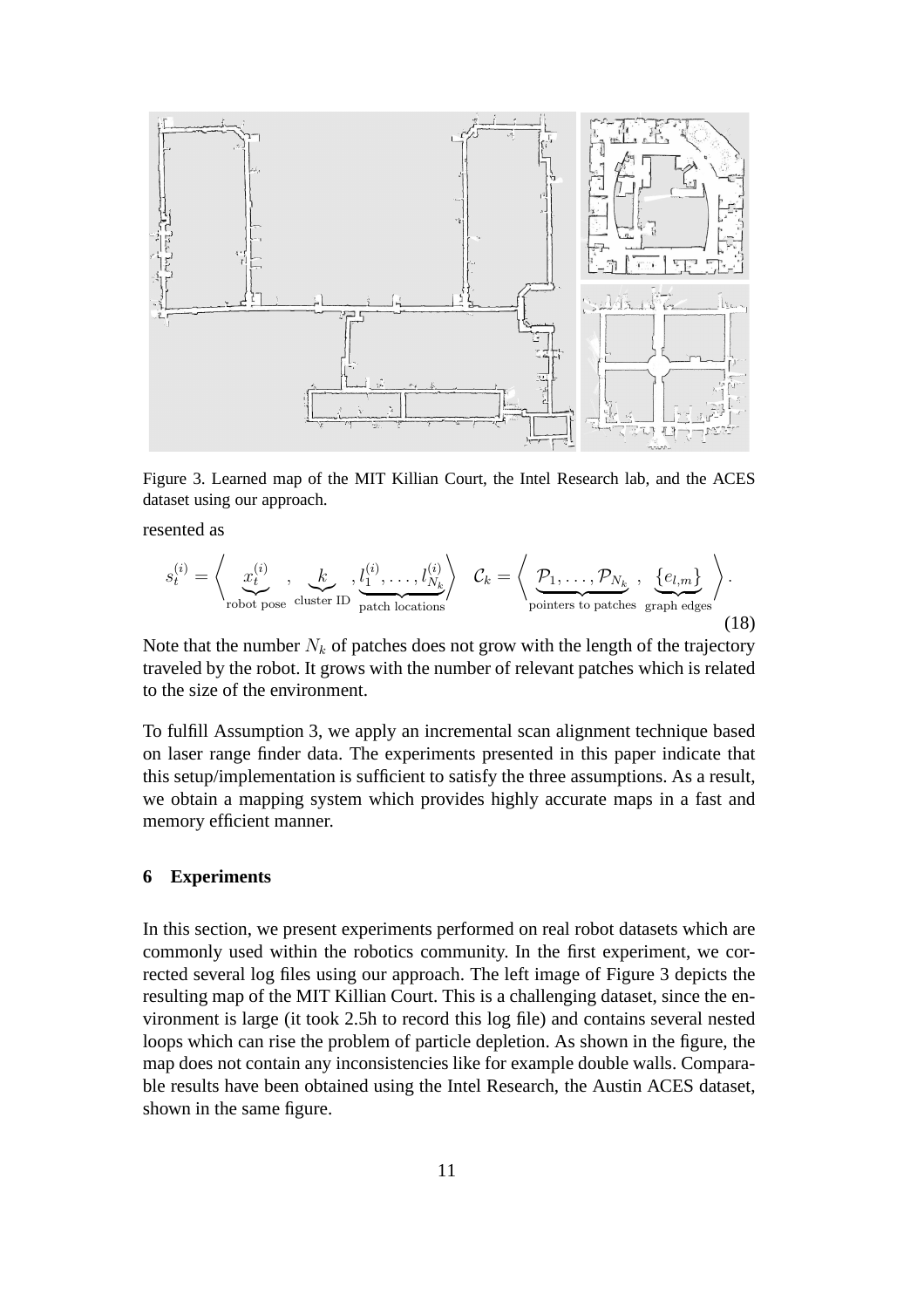Figure 3. Learned map of the MIT Killian Court, the Intel Research lab, and the ACES dataset using our approach.

resented as

$$s_t^{(i)} = \left\langle \underbrace{x_t^{(i)}}_{\text{robot pose}}, \underbrace{k}_{\text{cluster ID}}, \underbrace{l_1^{(i)}, \ldots, l_{N_k}^{(i)}}_{\text{patch locations}} \right\rangle \quad \mathcal{C}_k = \left\langle \underbrace{\mathcal{P}_1, \ldots, \mathcal{P}_{N_k}}_{\text{pointers to patches}}, \underbrace{\{e_{l,m}\}}_{\text{graph edges}} \right\rangle. \tag{18}$$

Note that the number $N_k$ of patches does not grow with the length of the trajectory traveled by the robot. It grows with the number of relevant patches which is related to the size of the environment.

To fulfill Assumption 3, we apply an incremental scan alignment technique based on laser range finder data. The experiments presented in this paper indicate that this setup/implementation is sufficient to satisfy the three assumptions. As a result, we obtain a mapping system which provides highly accurate maps in a fast and memory efficient manner.

## 6 Experiments

In this section, we present experiments performed on real robot datasets which are commonly used within the robotics community. In the first experiment, we corrected several log files using our approach. The left image of Figure 3 depicts the resulting map of the MIT Killian Court. This is a challenging dataset, since the environment is large (it took 2.5h to record this log file) and contains several nested loops which can rise the problem of particle depletion. As shown in the figure, the map does not contain any inconsistencies like for example double walls. Comparable results have been obtained using the Intel Research, the Austin ACES dataset, shown in the same figure.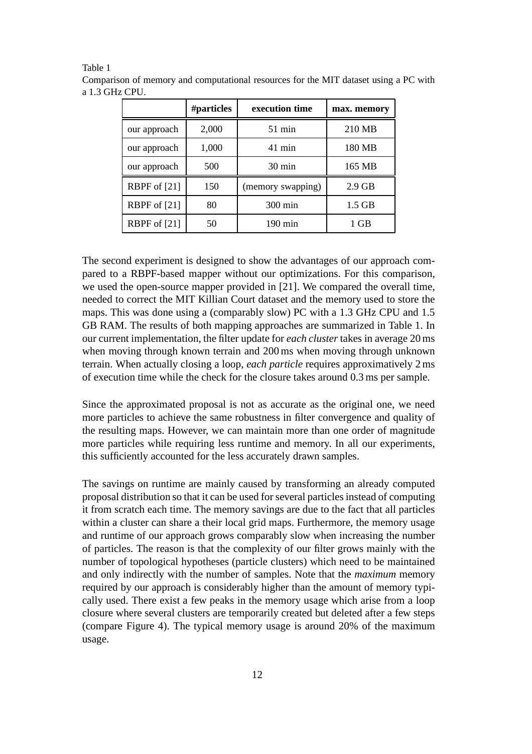Table 1
Comparison of memory and computational resources for the MIT dataset using a PC with a 1.3 GHz CPU.

| | **#particles** | **execution time** | **max. memory** |
|---|---|---|---|
| our approach | 2,000 | 51 min | 210 MB |
| our approach | 1,000 | 41 min | 180 MB |
| our approach | 500 | 30 min | 165 MB |
| RBPF of [21] | 150 | (memory swapping) | 2.9 GB |
| RBPF of [21] | 80 | 300 min | 1.5 GB |
| RBPF of [21] | 50 | 190 min | 1 GB |

The second experiment is designed to show the advantages of our approach compared to a RBPF-based mapper without our optimizations. For this comparison, we used the open-source mapper provided in [21]. We compared the overall time, needed to correct the MIT Killian Court dataset and the memory used to store the maps. This was done using a (comparably slow) PC with a 1.3 GHz CPU and 1.5 GB RAM. The results of both mapping approaches are summarized in Table 1. In our current implementation, the filter update for *each cluster* takes in average 20 ms when moving through known terrain and 200 ms when moving through unknown terrain. When actually closing a loop, *each particle* requires approximatively 2 ms of execution time while the check for the closure takes around 0.3 ms per sample.

Since the approximated proposal is not as accurate as the original one, we need more particles to achieve the same robustness in filter convergence and quality of the resulting maps. However, we can maintain more than one order of magnitude more particles while requiring less runtime and memory. In all our experiments, this sufficiently accounted for the less accurately drawn samples.

The savings on runtime are mainly caused by transforming an already computed proposal distribution so that it can be used for several particles instead of computing it from scratch each time. The memory savings are due to the fact that all particles within a cluster can share a their local grid maps. Furthermore, the memory usage and runtime of our approach grows comparably slow when increasing the number of particles. The reason is that the complexity of our filter grows mainly with the number of topological hypotheses (particle clusters) which need to be maintained and only indirectly with the number of samples. Note that the *maximum* memory required by our approach is considerably higher than the amount of memory typically used. There exist a few peaks in the memory usage which arise from a loop closure where several clusters are temporarily created but deleted after a few steps (compare Figure 4). The typical memory usage is around 20% of the maximum usage.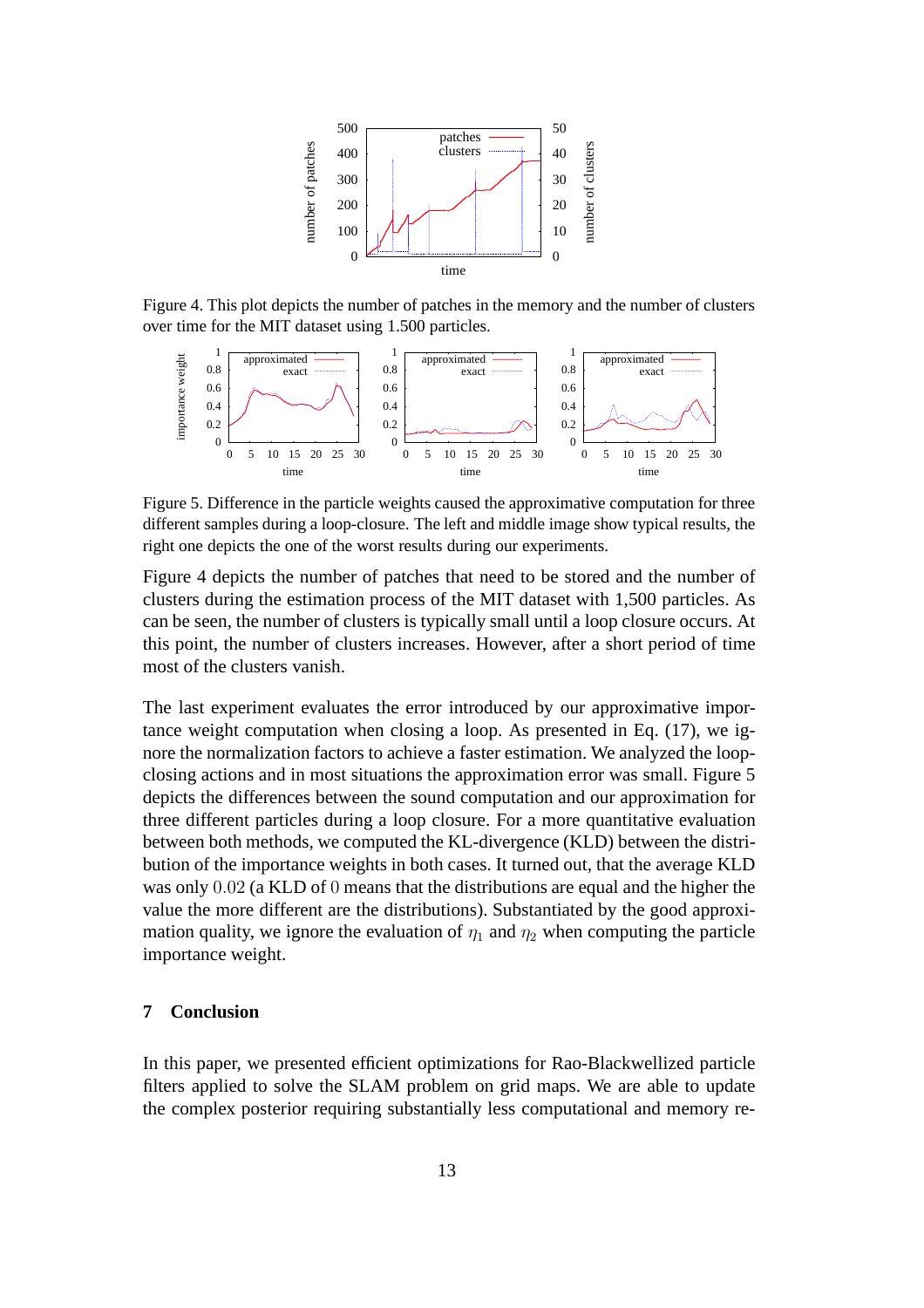Figure 4. This plot depicts the number of patches in the memory and the number of clusters over time for the MIT dataset using 1.500 particles.

Figure 5. Difference in the particle weights caused the approximative computation for three different samples during a loop-closure. The left and middle image show typical results, the right one depicts the one of the worst results during our experiments.

Figure 4 depicts the number of patches that need to be stored and the number of clusters during the estimation process of the MIT dataset with 1,500 particles. As can be seen, the number of clusters is typically small until a loop closure occurs. At this point, the number of clusters increases. However, after a short period of time most of the clusters vanish.

The last experiment evaluates the error introduced by our approximative importance weight computation when closing a loop. As presented in Eq. (17), we ignore the normalization factors to achieve a faster estimation. We analyzed the loop-closing actions and in most situations the approximation error was small. Figure 5 depicts the differences between the sound computation and our approximation for three different particles during a loop closure. For a more quantitative evaluation between both methods, we computed the KL-divergence (KLD) between the distribution of the importance weights in both cases. It turned out, that the average KLD was only $0.02$ (a KLD of $0$ means that the distributions are equal and the higher the value the more different are the distributions). Substantiated by the good approximation quality, we ignore the evaluation of $\eta_1$ and $\eta_2$ when computing the particle importance weight.

## 7 Conclusion

In this paper, we presented efficient optimizations for Rao-Blackwellized particle filters applied to solve the SLAM problem on grid maps. We are able to update the complex posterior requiring substantially less computational and memory re-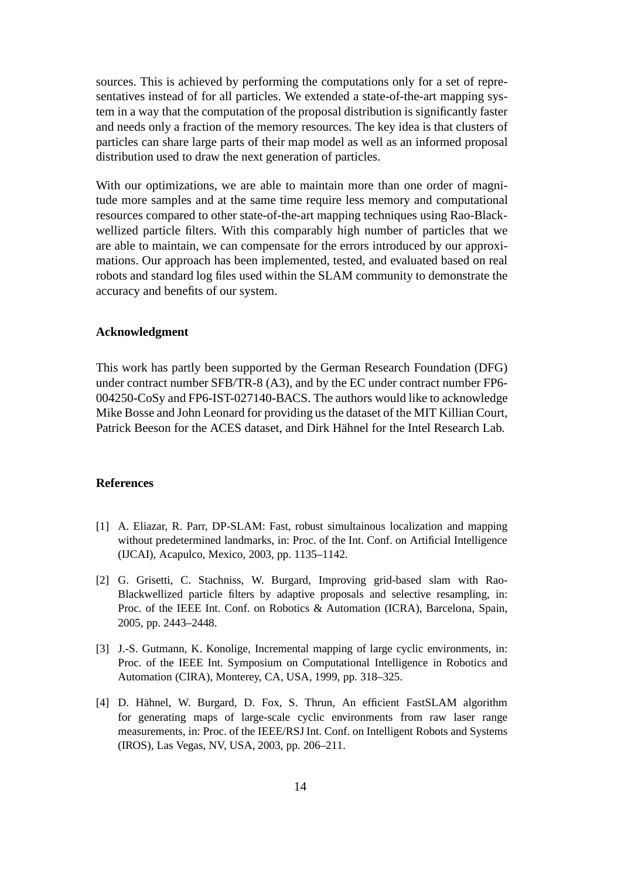sources. This is achieved by performing the computations only for a set of representatives instead of for all particles. We extended a state-of-the-art mapping system in a way that the computation of the proposal distribution is significantly faster and needs only a fraction of the memory resources. The key idea is that clusters of particles can share large parts of their map model as well as an informed proposal distribution used to draw the next generation of particles.

With our optimizations, we are able to maintain more than one order of magnitude more samples and at the same time require less memory and computational resources compared to other state-of-the-art mapping techniques using Rao-Blackwellized particle filters. With this comparably high number of particles that we are able to maintain, we can compensate for the errors introduced by our approximations. Our approach has been implemented, tested, and evaluated based on real robots and standard log files used within the SLAM community to demonstrate the accuracy and benefits of our system.

## Acknowledgment

This work has partly been supported by the German Research Foundation (DFG) under contract number SFB/TR-8 (A3), and by the EC under contract number FP6-004250-CoSy and FP6-IST-027140-BACS. The authors would like to acknowledge Mike Bosse and John Leonard for providing us the dataset of the MIT Killian Court, Patrick Beeson for the ACES dataset, and Dirk Hähnel for the Intel Research Lab.

## References

[1] A. Eliazar, R. Parr, DP-SLAM: Fast, robust simultainous localization and mapping without predetermined landmarks, in: Proc. of the Int. Conf. on Artificial Intelligence (IJCAI), Acapulco, Mexico, 2003, pp. 1135–1142.

[2] G. Grisetti, C. Stachniss, W. Burgard, Improving grid-based slam with Rao-Blackwellized particle filters by adaptive proposals and selective resampling, in: Proc. of the IEEE Int. Conf. on Robotics & Automation (ICRA), Barcelona, Spain, 2005, pp. 2443–2448.

[3] J.-S. Gutmann, K. Konolige, Incremental mapping of large cyclic environments, in: Proc. of the IEEE Int. Symposium on Computational Intelligence in Robotics and Automation (CIRA), Monterey, CA, USA, 1999, pp. 318–325.

[4] D. Hähnel, W. Burgard, D. Fox, S. Thrun, An efficient FastSLAM algorithm for generating maps of large-scale cyclic environments from raw laser range measurements, in: Proc. of the IEEE/RSJ Int. Conf. on Intelligent Robots and Systems (IROS), Las Vegas, NV, USA, 2003, pp. 206–211.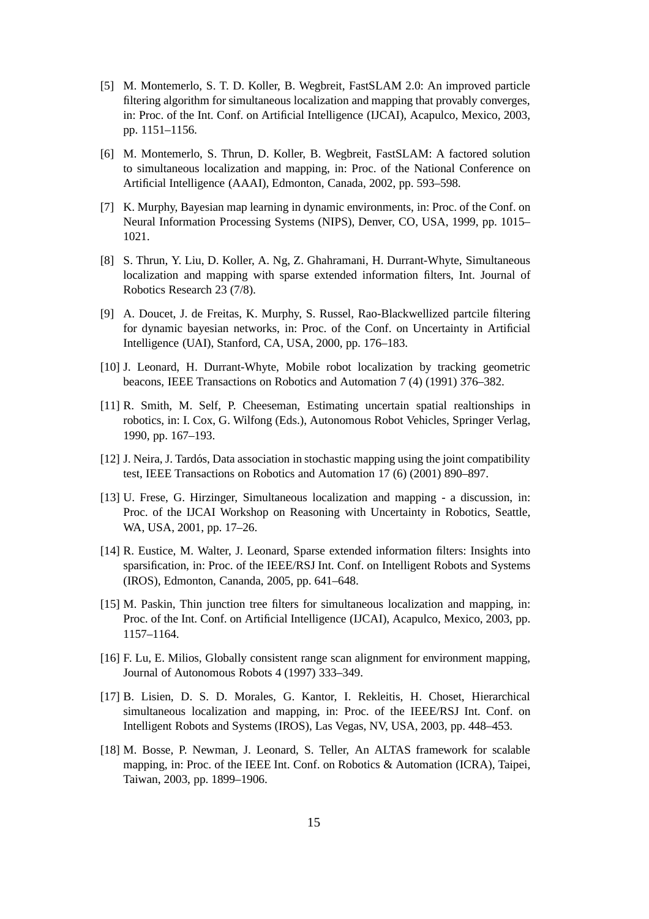[5] M. Montemerlo, S. T. D. Koller, B. Wegbreit, FastSLAM 2.0: An improved particle filtering algorithm for simultaneous localization and mapping that provably converges, in: Proc. of the Int. Conf. on Artificial Intelligence (IJCAI), Acapulco, Mexico, 2003, pp. 1151–1156.

[6] M. Montemerlo, S. Thrun, D. Koller, B. Wegbreit, FastSLAM: A factored solution to simultaneous localization and mapping, in: Proc. of the National Conference on Artificial Intelligence (AAAI), Edmonton, Canada, 2002, pp. 593–598.

[7] K. Murphy, Bayesian map learning in dynamic environments, in: Proc. of the Conf. on Neural Information Processing Systems (NIPS), Denver, CO, USA, 1999, pp. 1015–1021.

[8] S. Thrun, Y. Liu, D. Koller, A. Ng, Z. Ghahramani, H. Durrant-Whyte, Simultaneous localization and mapping with sparse extended information filters, Int. Journal of Robotics Research 23 (7/8).

[9] A. Doucet, J. de Freitas, K. Murphy, S. Russel, Rao-Blackwellized partcile filtering for dynamic bayesian networks, in: Proc. of the Conf. on Uncertainty in Artificial Intelligence (UAI), Stanford, CA, USA, 2000, pp. 176–183.

[10] J. Leonard, H. Durrant-Whyte, Mobile robot localization by tracking geometric beacons, IEEE Transactions on Robotics and Automation 7 (4) (1991) 376–382.

[11] R. Smith, M. Self, P. Cheeseman, Estimating uncertain spatial realtionships in robotics, in: I. Cox, G. Wilfong (Eds.), Autonomous Robot Vehicles, Springer Verlag, 1990, pp. 167–193.

[12] J. Neira, J. Tardós, Data association in stochastic mapping using the joint compatibility test, IEEE Transactions on Robotics and Automation 17 (6) (2001) 890–897.

[13] U. Frese, G. Hirzinger, Simultaneous localization and mapping - a discussion, in: Proc. of the IJCAI Workshop on Reasoning with Uncertainty in Robotics, Seattle, WA, USA, 2001, pp. 17–26.

[14] R. Eustice, M. Walter, J. Leonard, Sparse extended information filters: Insights into sparsification, in: Proc. of the IEEE/RSJ Int. Conf. on Intelligent Robots and Systems (IROS), Edmonton, Cananda, 2005, pp. 641–648.

[15] M. Paskin, Thin junction tree filters for simultaneous localization and mapping, in: Proc. of the Int. Conf. on Artificial Intelligence (IJCAI), Acapulco, Mexico, 2003, pp. 1157–1164.

[16] F. Lu, E. Milios, Globally consistent range scan alignment for environment mapping, Journal of Autonomous Robots 4 (1997) 333–349.

[17] B. Lisien, D. S. D. Morales, G. Kantor, I. Rekleitis, H. Choset, Hierarchical simultaneous localization and mapping, in: Proc. of the IEEE/RSJ Int. Conf. on Intelligent Robots and Systems (IROS), Las Vegas, NV, USA, 2003, pp. 448–453.

[18] M. Bosse, P. Newman, J. Leonard, S. Teller, An ALTAS framework for scalable mapping, in: Proc. of the IEEE Int. Conf. on Robotics & Automation (ICRA), Taipei, Taiwan, 2003, pp. 1899–1906.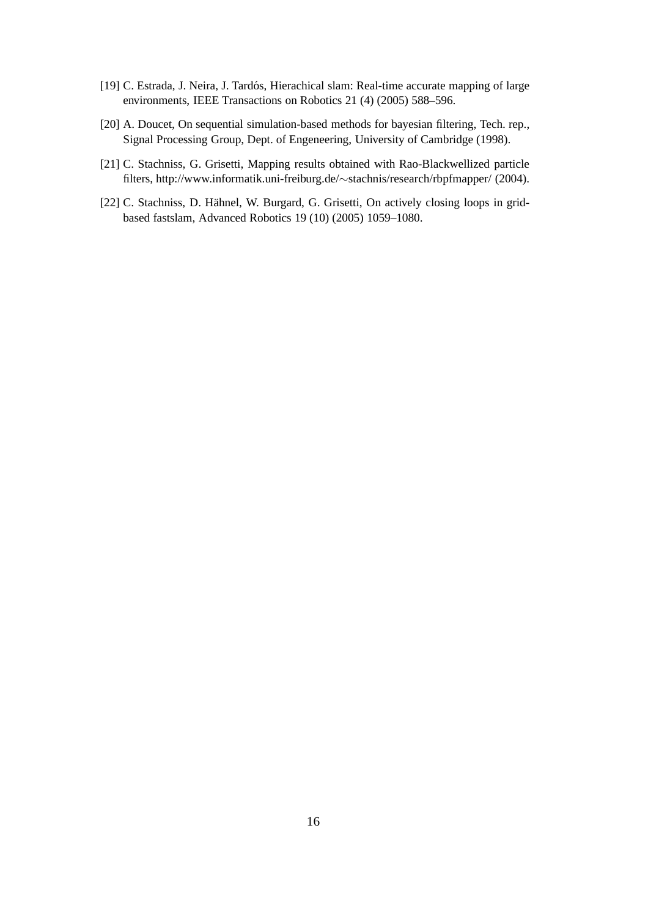[19] C. Estrada, J. Neira, J. Tardós, Hierachical slam: Real-time accurate mapping of large environments, IEEE Transactions on Robotics 21 (4) (2005) 588–596.

[20] A. Doucet, On sequential simulation-based methods for bayesian filtering, Tech. rep., Signal Processing Group, Dept. of Engeneering, University of Cambridge (1998).

[21] C. Stachniss, G. Grisetti, Mapping results obtained with Rao-Blackwellized particle filters, http://www.informatik.uni-freiburg.de/∼stachnis/research/rbpfmapper/ (2004).

[22] C. Stachniss, D. Hähnel, W. Burgard, G. Grisetti, On actively closing loops in grid-based fastslam, Advanced Robotics 19 (10) (2005) 1059–1080.